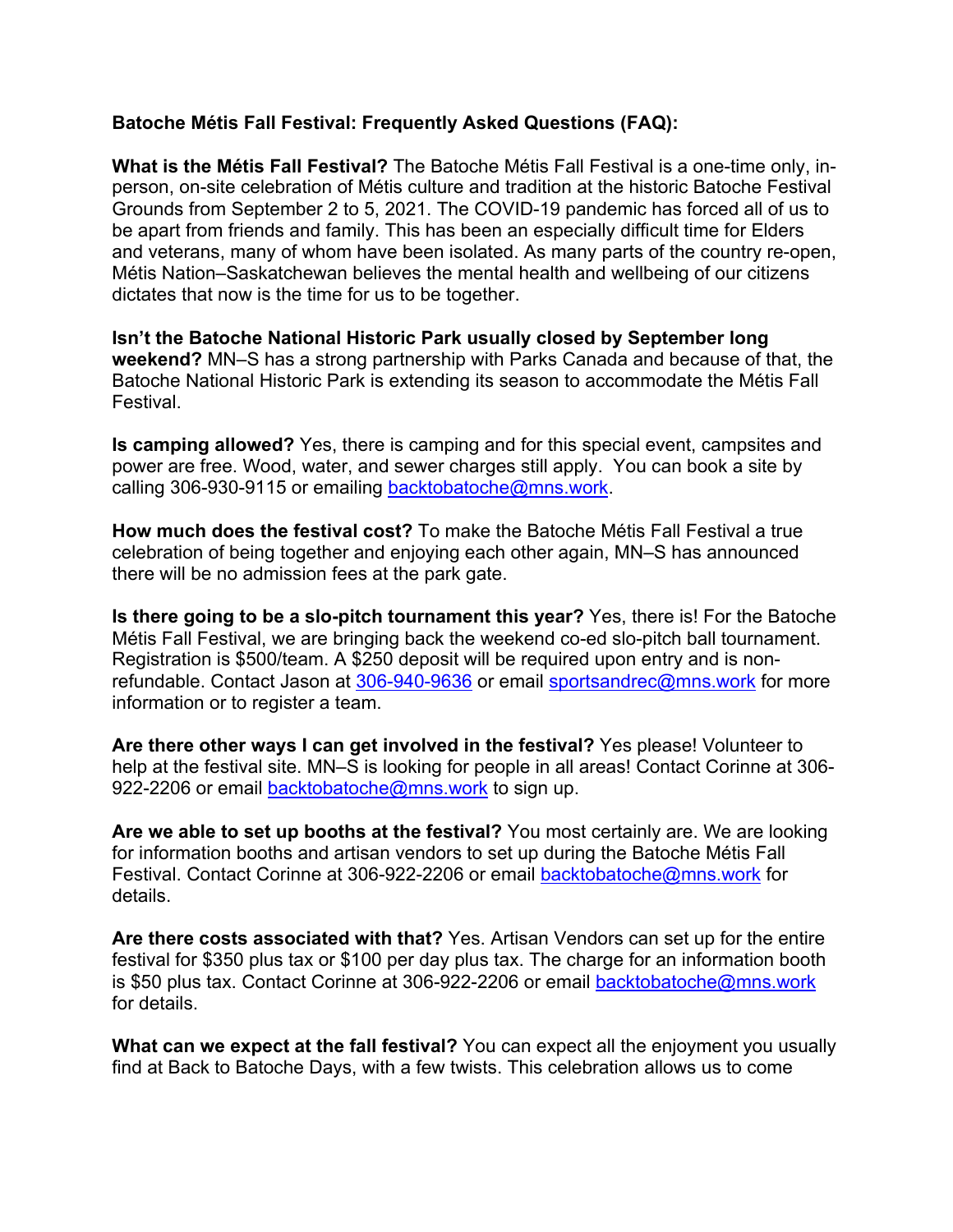**Batoche Métis Fall Festival: Frequently Asked Questions (FAQ):**

**What is the Métis Fall Festival?** The Batoche Métis Fall Festival is a one-time only, in-person, on-site celebration of Métis culture and tradition at the historic Batoche Festival Grounds from September 2 to 5, 2021. The COVID-19 pandemic has forced all of us to be apart from friends and family. This has been an especially difficult time for Elders and veterans, many of whom have been isolated. As many parts of the country re-open, Métis Nation–Saskatchewan believes the mental health and wellbeing of our citizens dictates that now is the time for us to be together.

**Isn't the Batoche National Historic Park usually closed by September long weekend?** MN–S has a strong partnership with Parks Canada and because of that, the Batoche National Historic Park is extending its season to accommodate the Métis Fall Festival.

**Is camping allowed?** Yes, there is camping and for this special event, campsites and power are free. Wood, water, and sewer charges still apply. You can book a site by calling 306-930-9115 or emailing backtobatoche@mns.work.

**How much does the festival cost?** To make the Batoche Métis Fall Festival a true celebration of being together and enjoying each other again, MN–S has announced there will be no admission fees at the park gate.

**Is there going to be a slo-pitch tournament this year?** Yes, there is! For the Batoche Métis Fall Festival, we are bringing back the weekend co-ed slo-pitch ball tournament. Registration is $500/team. A $250 deposit will be required upon entry and is non-refundable. Contact Jason at 306-940-9636 or email sportsandrec@mns.work for more information or to register a team.

**Are there other ways I can get involved in the festival?** Yes please! Volunteer to help at the festival site. MN–S is looking for people in all areas! Contact Corinne at 306-922-2206 or email backtobatoche@mns.work to sign up.

**Are we able to set up booths at the festival?** You most certainly are. We are looking for information booths and artisan vendors to set up during the Batoche Métis Fall Festival. Contact Corinne at 306-922-2206 or email backtobatoche@mns.work for details.

**Are there costs associated with that?** Yes. Artisan Vendors can set up for the entire festival for $350 plus tax or $100 per day plus tax. The charge for an information booth is $50 plus tax. Contact Corinne at 306-922-2206 or email backtobatoche@mns.work for details.

**What can we expect at the fall festival?** You can expect all the enjoyment you usually find at Back to Batoche Days, with a few twists. This celebration allows us to come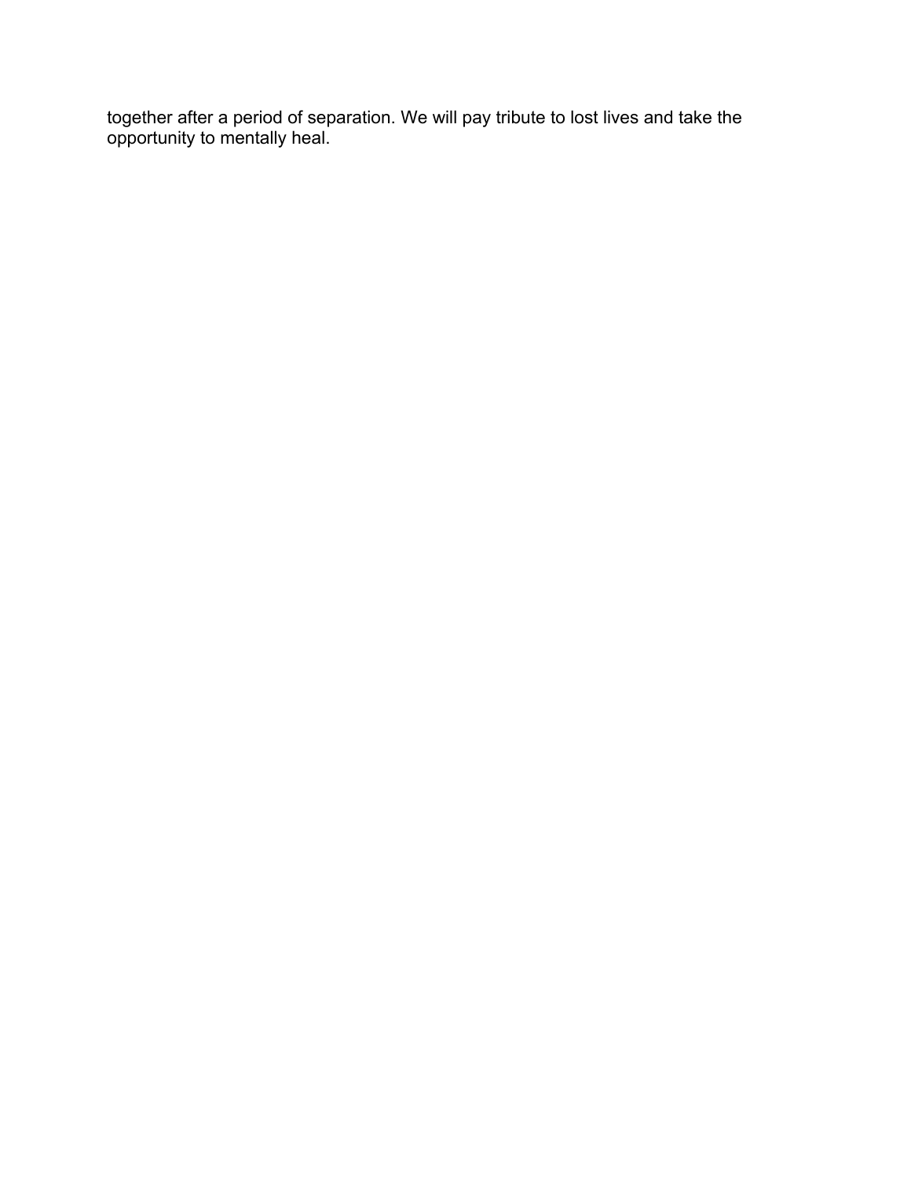together after a period of separation. We will pay tribute to lost lives and take the opportunity to mentally heal.